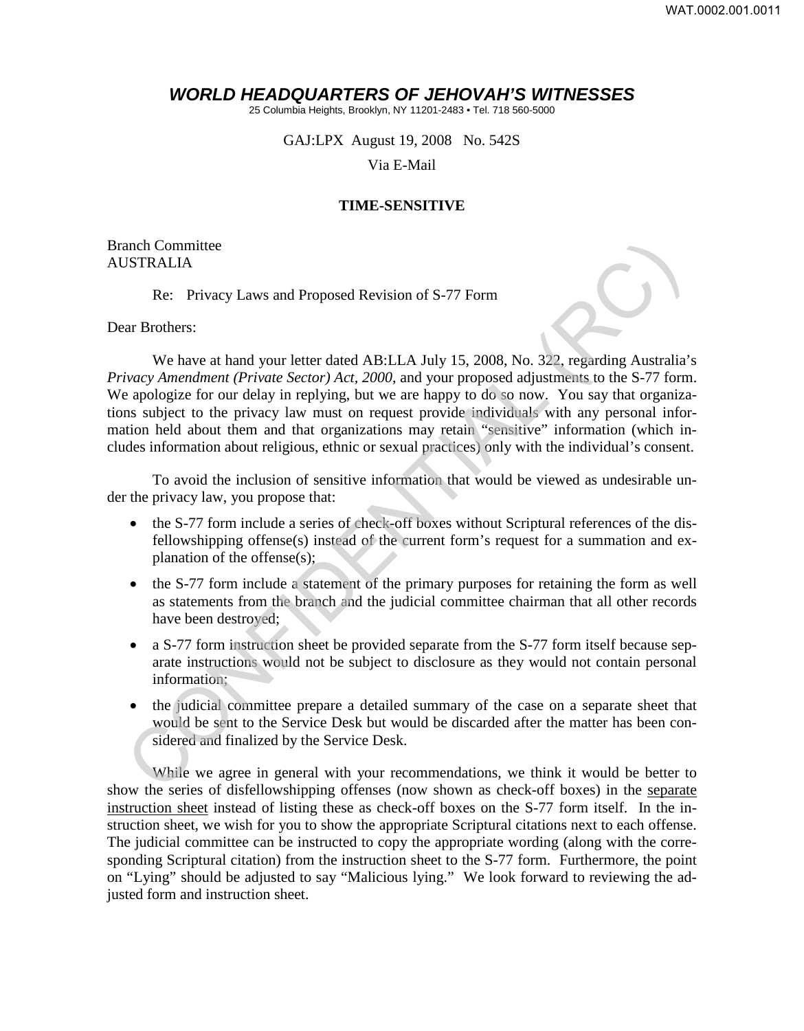# *WORLD HEADQUARTERS OF JEHOVAH'S WITNESSES*

25 Columbia Heights, Brooklyn, NY 11201-2483 • Tel. 718 560-5000

GAJ:LPX August 19, 2008 No. 542S

Via E-Mail

**TIME-SENSITIVE**

Branch Committee
AUSTRALIA

Re: Privacy Laws and Proposed Revision of S-77 Form

Dear Brothers:

We have at hand your letter dated AB:LLA July 15, 2008, No. 322, regarding Australia's *Privacy Amendment (Private Sector) Act, 2000*, and your proposed adjustments to the S-77 form. We apologize for our delay in replying, but we are happy to do so now. You say that organizations subject to the privacy law must on request provide individuals with any personal information held about them and that organizations may retain "sensitive" information (which includes information about religious, ethnic or sexual practices) only with the individual's consent.

To avoid the inclusion of sensitive information that would be viewed as undesirable under the privacy law, you propose that:

- the S-77 form include a series of check-off boxes without Scriptural references of the disfellowshipping offense(s) instead of the current form's request for a summation and explanation of the offense(s);
- the S-77 form include a statement of the primary purposes for retaining the form as well as statements from the branch and the judicial committee chairman that all other records have been destroyed;
- a S-77 form instruction sheet be provided separate from the S-77 form itself because separate instructions would not be subject to disclosure as they would not contain personal information;
- the judicial committee prepare a detailed summary of the case on a separate sheet that would be sent to the Service Desk but would be discarded after the matter has been considered and finalized by the Service Desk.

While we agree in general with your recommendations, we think it would be better to show the series of disfellowshipping offenses (now shown as check-off boxes) in the separate instruction sheet instead of listing these as check-off boxes on the S-77 form itself. In the instruction sheet, we wish for you to show the appropriate Scriptural citations next to each offense. The judicial committee can be instructed to copy the appropriate wording (along with the corresponding Scriptural citation) from the instruction sheet to the S-77 form. Furthermore, the point on "Lying" should be adjusted to say "Malicious lying." We look forward to reviewing the adjusted form and instruction sheet.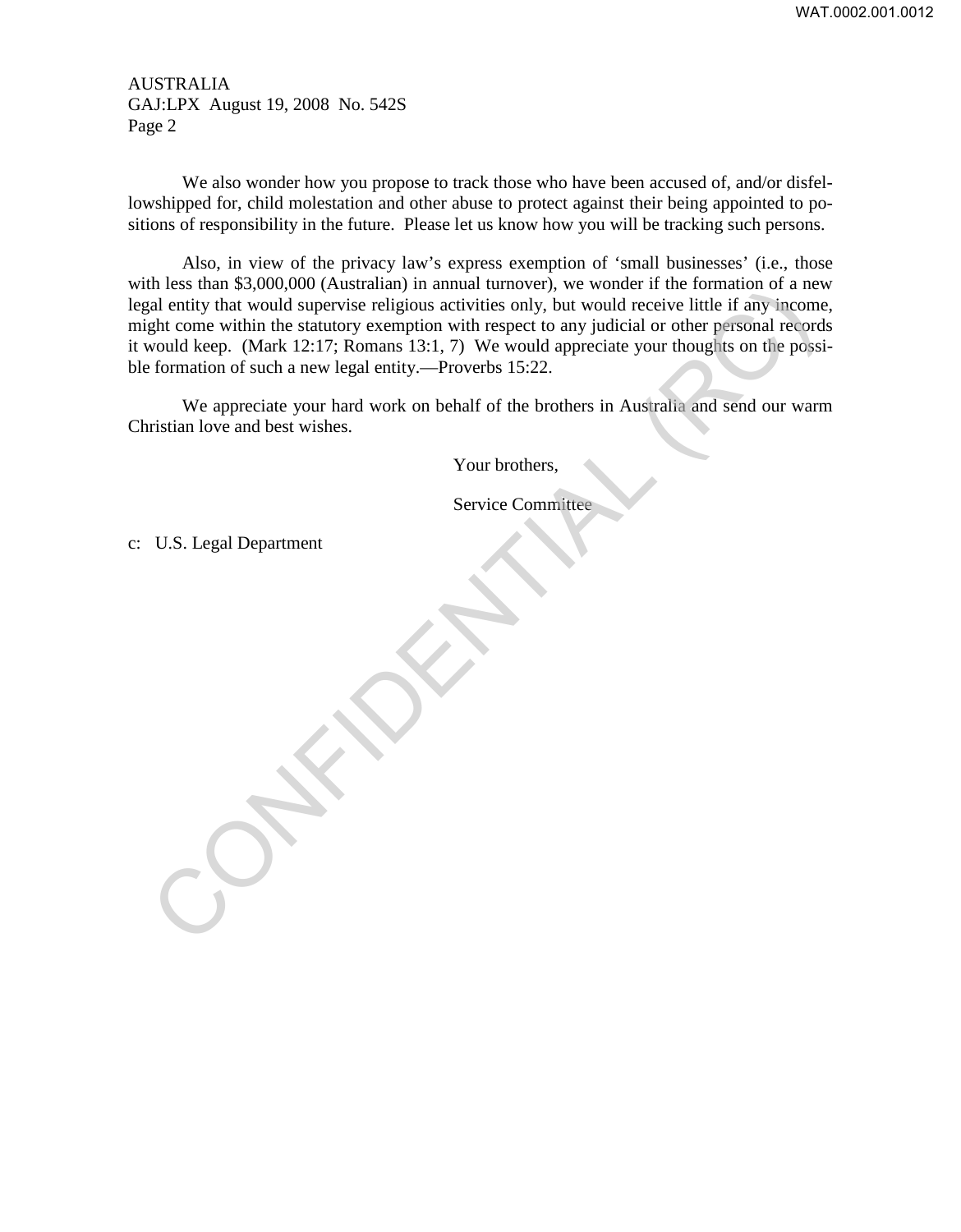We also wonder how you propose to track those who have been accused of, and/or disfellowshipped for, child molestation and other abuse to protect against their being appointed to positions of responsibility in the future. Please let us know how you will be tracking such persons.

Also, in view of the privacy law's express exemption of 'small businesses' (i.e., those with less than $3,000,000 (Australian) in annual turnover), we wonder if the formation of a new legal entity that would supervise religious activities only, but would receive little if any income, might come within the statutory exemption with respect to any judicial or other personal records it would keep. (Mark 12:17; Romans 13:1, 7) We would appreciate your thoughts on the possible formation of such a new legal entity.—Proverbs 15:22.

We appreciate your hard work on behalf of the brothers in Australia and send our warm Christian love and best wishes.

Your brothers,

Service Committee

c: U.S. Legal Department